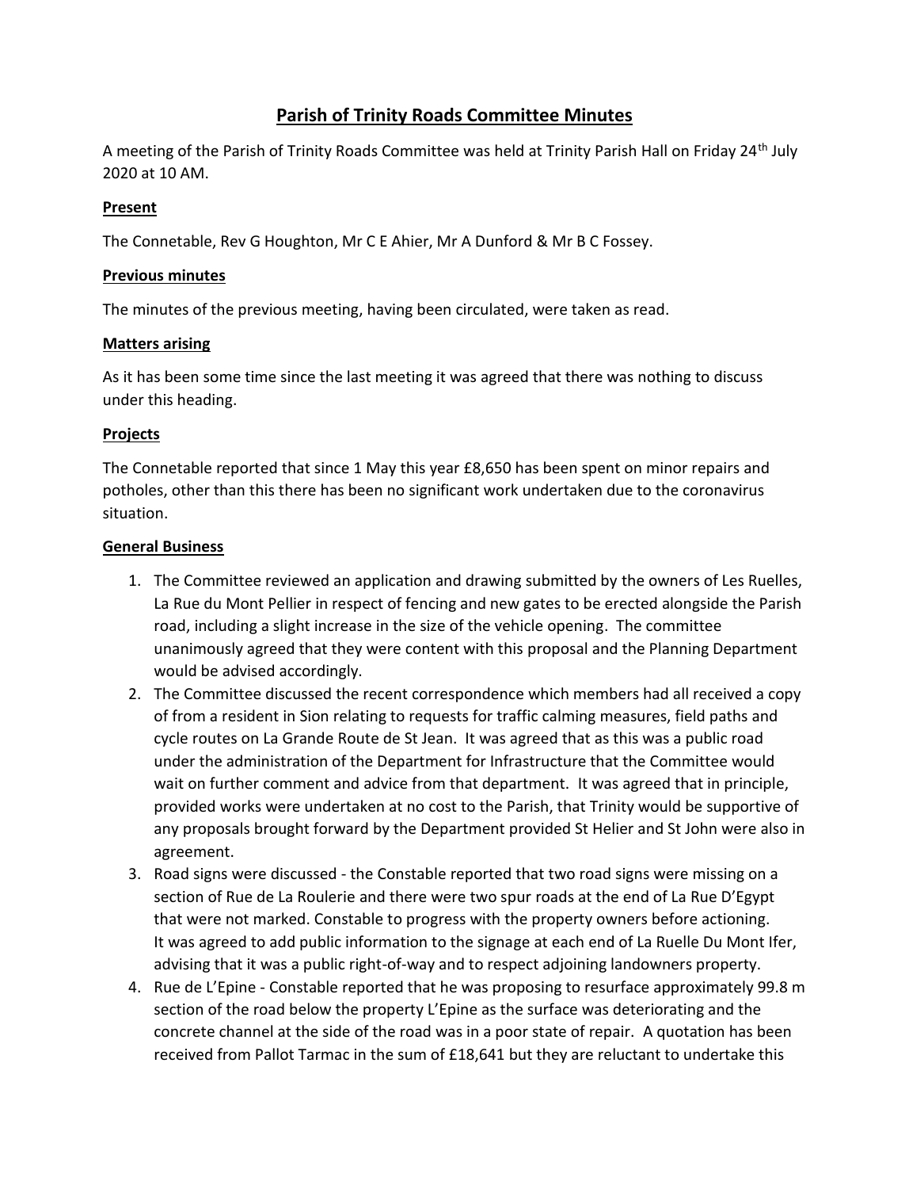# Parish of Trinity Roads Committee Minutes

A meeting of the Parish of Trinity Roads Committee was held at Trinity Parish Hall on Friday 24th July 2020 at 10 AM.

## Present

The Connetable, Rev G Houghton, Mr C E Ahier, Mr A Dunford & Mr B C Fossey.

## Previous minutes

The minutes of the previous meeting, having been circulated, were taken as read.

## Matters arising

As it has been some time since the last meeting it was agreed that there was nothing to discuss under this heading.

## Projects

The Connetable reported that since 1 May this year £8,650 has been spent on minor repairs and potholes, other than this there has been no significant work undertaken due to the coronavirus situation.

## General Business

1. The Committee reviewed an application and drawing submitted by the owners of Les Ruelles, La Rue du Mont Pellier in respect of fencing and new gates to be erected alongside the Parish road, including a slight increase in the size of the vehicle opening. The committee unanimously agreed that they were content with this proposal and the Planning Department would be advised accordingly.
2. The Committee discussed the recent correspondence which members had all received a copy of from a resident in Sion relating to requests for traffic calming measures, field paths and cycle routes on La Grande Route de St Jean. It was agreed that as this was a public road under the administration of the Department for Infrastructure that the Committee would wait on further comment and advice from that department. It was agreed that in principle, provided works were undertaken at no cost to the Parish, that Trinity would be supportive of any proposals brought forward by the Department provided St Helier and St John were also in agreement.
3. Road signs were discussed - the Constable reported that two road signs were missing on a section of Rue de La Roulerie and there were two spur roads at the end of La Rue D'Egypt that were not marked. Constable to progress with the property owners before actioning. It was agreed to add public information to the signage at each end of La Ruelle Du Mont Ifer, advising that it was a public right-of-way and to respect adjoining landowners property.
4. Rue de L'Epine - Constable reported that he was proposing to resurface approximately 99.8 m section of the road below the property L'Epine as the surface was deteriorating and the concrete channel at the side of the road was in a poor state of repair. A quotation has been received from Pallot Tarmac in the sum of £18,641 but they are reluctant to undertake this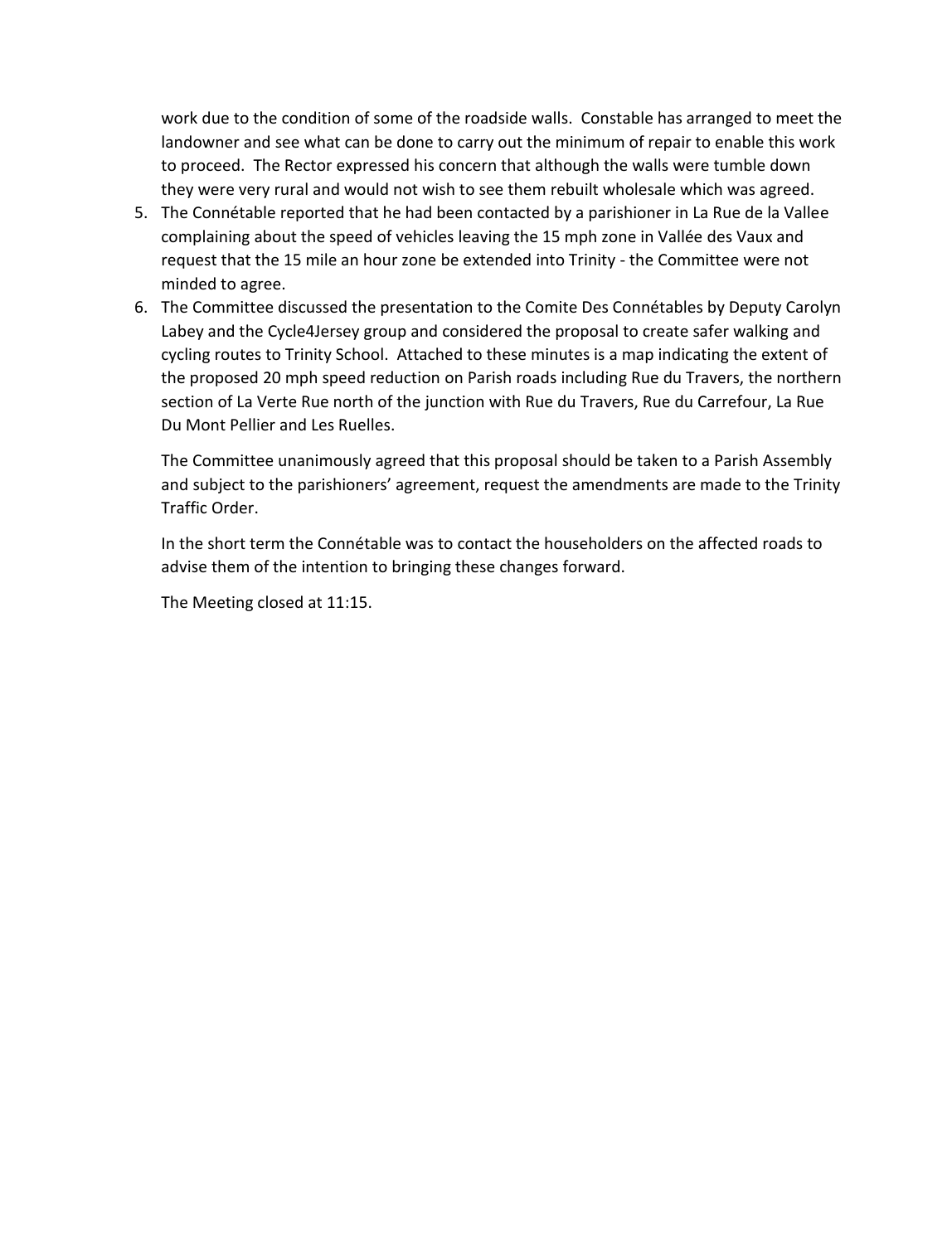work due to the condition of some of the roadside walls. Constable has arranged to meet the landowner and see what can be done to carry out the minimum of repair to enable this work to proceed. The Rector expressed his concern that although the walls were tumble down they were very rural and would not wish to see them rebuilt wholesale which was agreed.

5. The Connétable reported that he had been contacted by a parishioner in La Rue de la Vallee complaining about the speed of vehicles leaving the 15 mph zone in Vallée des Vaux and request that the 15 mile an hour zone be extended into Trinity - the Committee were not minded to agree.
6. The Committee discussed the presentation to the Comite Des Connétables by Deputy Carolyn Labey and the Cycle4Jersey group and considered the proposal to create safer walking and cycling routes to Trinity School. Attached to these minutes is a map indicating the extent of the proposed 20 mph speed reduction on Parish roads including Rue du Travers, the northern section of La Verte Rue north of the junction with Rue du Travers, Rue du Carrefour, La Rue Du Mont Pellier and Les Ruelles.

   The Committee unanimously agreed that this proposal should be taken to a Parish Assembly and subject to the parishioners' agreement, request the amendments are made to the Trinity Traffic Order.

   In the short term the Connétable was to contact the householders on the affected roads to advise them of the intention to bringing these changes forward.

   The Meeting closed at 11:15.